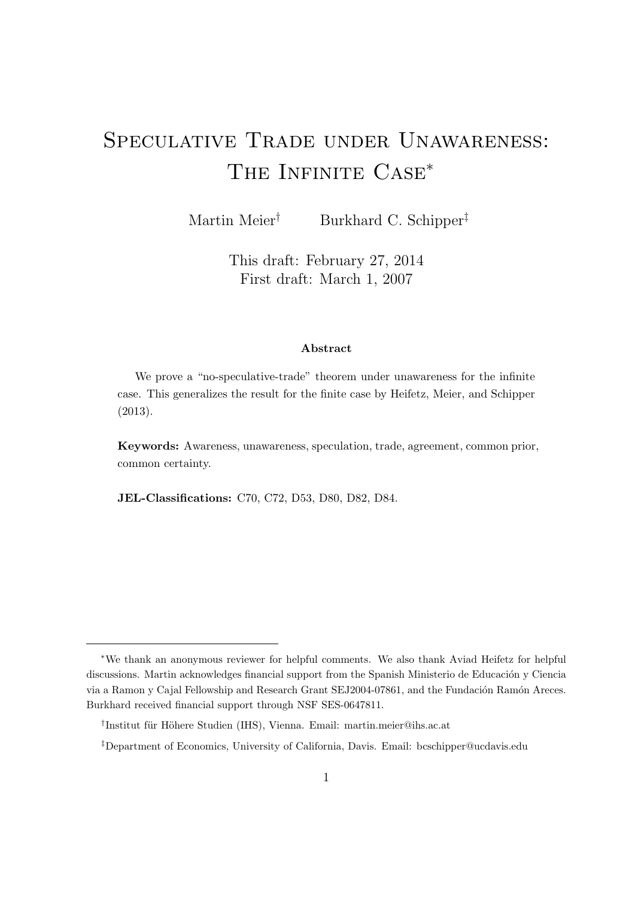# Speculative Trade under Unawareness: The Infinite Case*

Martin Meier[†] Burkhard C. Schipper[‡]

This draft: February 27, 2014
First draft: March 1, 2007

**Abstract**

We prove a "no-speculative-trade" theorem under unawareness for the infinite case. This generalizes the result for the finite case by Heifetz, Meier, and Schipper (2013).

**Keywords:** Awareness, unawareness, speculation, trade, agreement, common prior, common certainty.

**JEL-Classifications:** C70, C72, D53, D80, D82, D84.

---

*We thank an anonymous reviewer for helpful comments. We also thank Aviad Heifetz for helpful discussions. Martin acknowledges financial support from the Spanish Ministerio de Educación y Ciencia via a Ramon y Cajal Fellowship and Research Grant SEJ2004-07861, and the Fundación Ramón Areces. Burkhard received financial support through NSF SES-0647811.

[†]Institut für Höhere Studien (IHS), Vienna. Email: martin.meier@ihs.ac.at

[‡]Department of Economics, University of California, Davis. Email: bcschipper@ucdavis.edu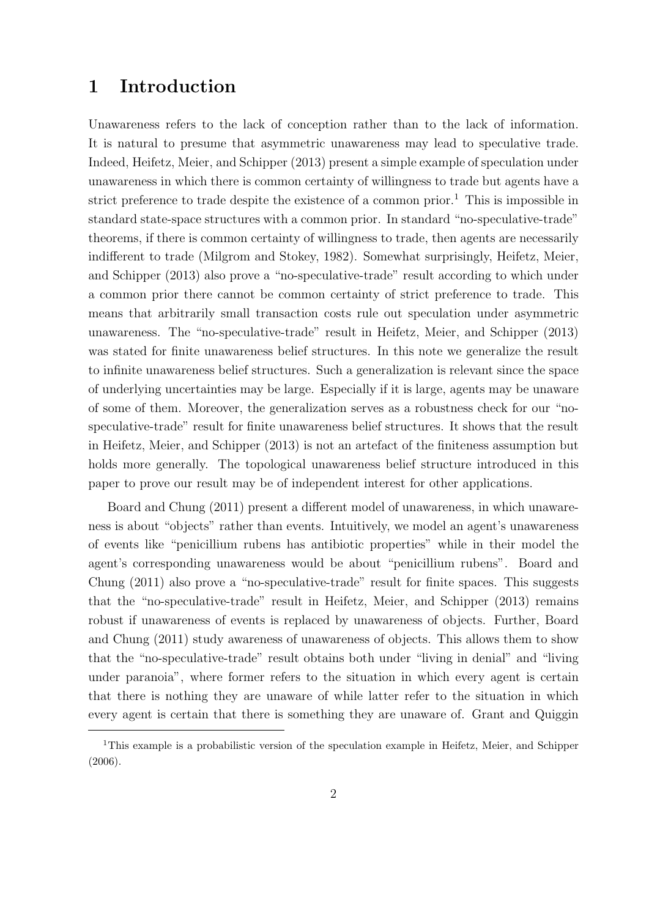# 1 Introduction

Unawareness refers to the lack of conception rather than to the lack of information. It is natural to presume that asymmetric unawareness may lead to speculative trade. Indeed, Heifetz, Meier, and Schipper (2013) present a simple example of speculation under unawareness in which there is common certainty of willingness to trade but agents have a strict preference to trade despite the existence of a common prior.[1] This is impossible in standard state-space structures with a common prior. In standard "no-speculative-trade" theorems, if there is common certainty of willingness to trade, then agents are necessarily indifferent to trade (Milgrom and Stokey, 1982). Somewhat surprisingly, Heifetz, Meier, and Schipper (2013) also prove a "no-speculative-trade" result according to which under a common prior there cannot be common certainty of strict preference to trade. This means that arbitrarily small transaction costs rule out speculation under asymmetric unawareness. The "no-speculative-trade" result in Heifetz, Meier, and Schipper (2013) was stated for finite unawareness belief structures. In this note we generalize the result to infinite unawareness belief structures. Such a generalization is relevant since the space of underlying uncertainties may be large. Especially if it is large, agents may be unaware of some of them. Moreover, the generalization serves as a robustness check for our "no-speculative-trade" result for finite unawareness belief structures. It shows that the result in Heifetz, Meier, and Schipper (2013) is not an artefact of the finiteness assumption but holds more generally. The topological unawareness belief structure introduced in this paper to prove our result may be of independent interest for other applications.

Board and Chung (2011) present a different model of unawareness, in which unawareness is about "objects" rather than events. Intuitively, we model an agent's unawareness of events like "penicillium rubens has antibiotic properties" while in their model the agent's corresponding unawareness would be about "penicillium rubens". Board and Chung (2011) also prove a "no-speculative-trade" result for finite spaces. This suggests that the "no-speculative-trade" result in Heifetz, Meier, and Schipper (2013) remains robust if unawareness of events is replaced by unawareness of objects. Further, Board and Chung (2011) study awareness of unawareness of objects. This allows them to show that the "no-speculative-trade" result obtains both under "living in denial" and "living under paranoia", where former refers to the situation in which every agent is certain that there is nothing they are unaware of while latter refer to the situation in which every agent is certain that there is something they are unaware of. Grant and Quiggin

[1] This example is a probabilistic version of the speculation example in Heifetz, Meier, and Schipper (2006).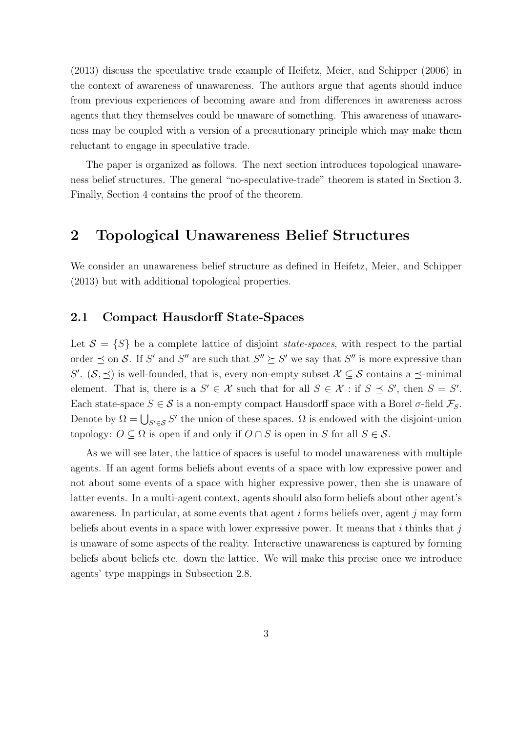(2013) discuss the speculative trade example of Heifetz, Meier, and Schipper (2006) in the context of awareness of unawareness. The authors argue that agents should induce from previous experiences of becoming aware and from differences in awareness across agents that they themselves could be unaware of something. This awareness of unawareness may be coupled with a version of a precautionary principle which may make them reluctant to engage in speculative trade.

The paper is organized as follows. The next section introduces topological unawareness belief structures. The general "no-speculative-trade" theorem is stated in Section 3. Finally, Section 4 contains the proof of the theorem.

# 2 Topological Unawareness Belief Structures

We consider an unawareness belief structure as defined in Heifetz, Meier, and Schipper (2013) but with additional topological properties.

## 2.1 Compact Hausdorff State-Spaces

Let $\mathcal{S} = \{S\}$ be a complete lattice of disjoint *state-spaces*, with respect to the partial order $\preceq$ on $\mathcal{S}$. If $S'$ and $S''$ are such that $S'' \succeq S'$ we say that $S''$ is more expressive than $S'$. $(\mathcal{S}, \preceq)$ is well-founded, that is, every non-empty subset $\mathcal{X} \subseteq \mathcal{S}$ contains a $\preceq$-minimal element. That is, there is a $S' \in \mathcal{X}$ such that for all $S \in \mathcal{X}$ : if $S \preceq S'$, then $S = S'$. Each state-space $S \in \mathcal{S}$ is a non-empty compact Hausdorff space with a Borel $\sigma$-field $\mathcal{F}_S$. Denote by $\Omega = \bigcup_{S' \in \mathcal{S}} S'$ the union of these spaces. $\Omega$ is endowed with the disjoint-union topology: $O \subseteq \Omega$ is open if and only if $O \cap S$ is open in $S$ for all $S \in \mathcal{S}$.

As we will see later, the lattice of spaces is useful to model unawareness with multiple agents. If an agent forms beliefs about events of a space with low expressive power and not about some events of a space with higher expressive power, then she is unaware of latter events. In a multi-agent context, agents should also form beliefs about other agent's awareness. In particular, at some events that agent $i$ forms beliefs over, agent $j$ may form beliefs about events in a space with lower expressive power. It means that $i$ thinks that $j$ is unaware of some aspects of the reality. Interactive unawareness is captured by forming beliefs about beliefs etc. down the lattice. We will make this precise once we introduce agents' type mappings in Subsection 2.8.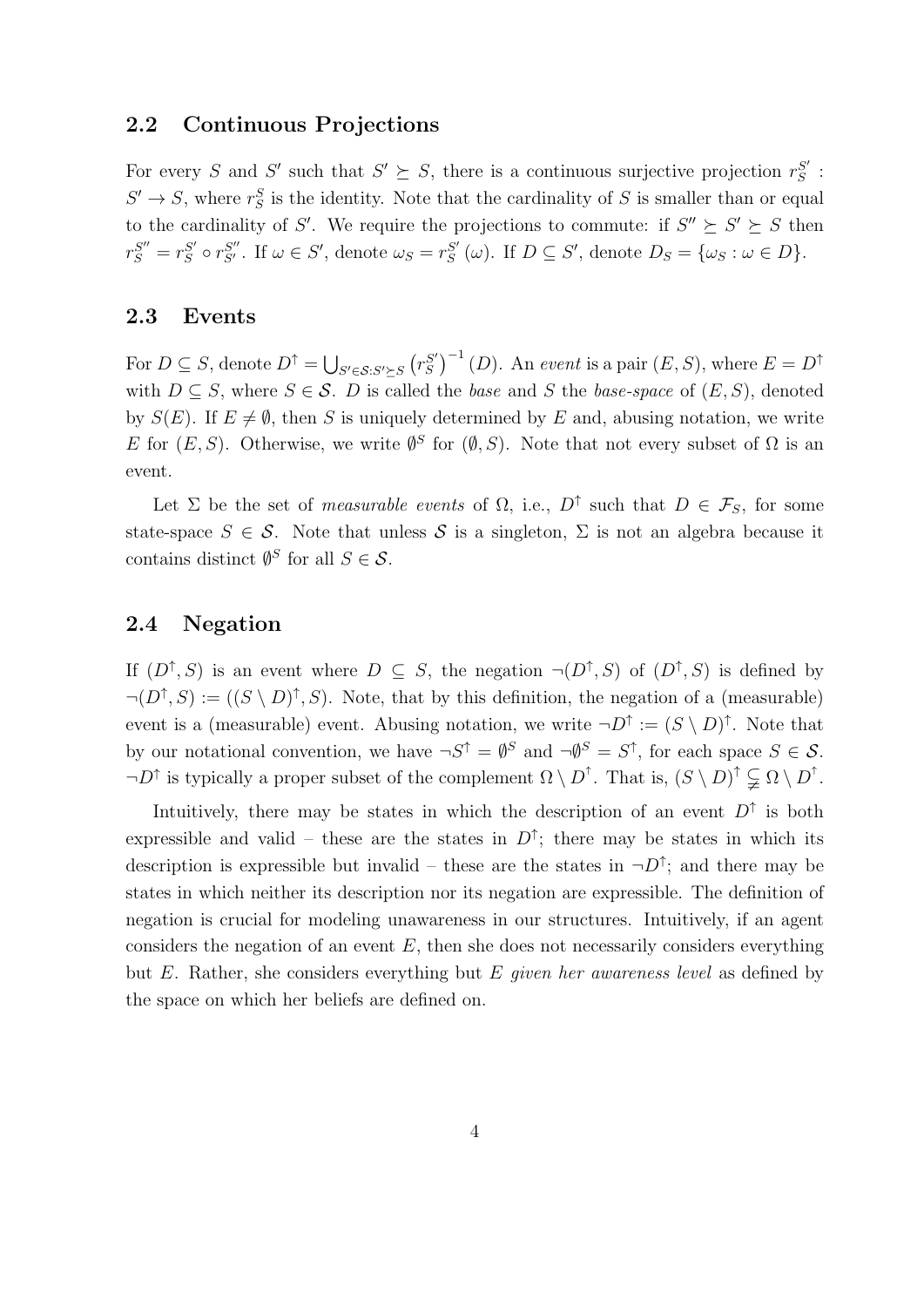## 2.2 Continuous Projections

For every $S$ and $S'$ such that $S' \succeq S$, there is a continuous surjective projection $r_S^{S'} : S' \to S$, where $r_S^S$ is the identity. Note that the cardinality of $S$ is smaller than or equal to the cardinality of $S'$. We require the projections to commute: if $S'' \succeq S' \succeq S$ then $r_S^{S''} = r_S^{S'} \circ r_{S'}^{S''}$. If $\omega \in S'$, denote $\omega_S = r_S^{S'}(\omega)$. If $D \subseteq S'$, denote $D_S = \{\omega_S : \omega \in D\}$.

## 2.3 Events

For $D \subseteq S$, denote $D^{\uparrow} = \bigcup_{S' \in \mathcal{S}: S' \succeq S} \left(r_S^{S'}\right)^{-1}(D)$. An *event* is a pair $(E, S)$, where $E = D^{\uparrow}$ with $D \subseteq S$, where $S \in \mathcal{S}$. $D$ is called the *base* and $S$ the *base-space* of $(E, S)$, denoted by $S(E)$. If $E \neq \emptyset$, then $S$ is uniquely determined by $E$ and, abusing notation, we write $E$ for $(E, S)$. Otherwise, we write $\emptyset^S$ for $(\emptyset, S)$. Note that not every subset of $\Omega$ is an event.

Let $\Sigma$ be the set of *measurable events* of $\Omega$, i.e., $D^{\uparrow}$ such that $D \in \mathcal{F}_S$, for some state-space $S \in \mathcal{S}$. Note that unless $\mathcal{S}$ is a singleton, $\Sigma$ is not an algebra because it contains distinct $\emptyset^S$ for all $S \in \mathcal{S}$.

## 2.4 Negation

If $(D^{\uparrow}, S)$ is an event where $D \subseteq S$, the negation $\neg(D^{\uparrow}, S)$ of $(D^{\uparrow}, S)$ is defined by $\neg(D^{\uparrow}, S) := ((S \setminus D)^{\uparrow}, S)$. Note, that by this definition, the negation of a (measurable) event is a (measurable) event. Abusing notation, we write $\neg D^{\uparrow} := (S \setminus D)^{\uparrow}$. Note that by our notational convention, we have $\neg S^{\uparrow} = \emptyset^S$ and $\neg \emptyset^S = S^{\uparrow}$, for each space $S \in \mathcal{S}$. $\neg D^{\uparrow}$ is typically a proper subset of the complement $\Omega \setminus D^{\uparrow}$. That is, $(S \setminus D)^{\uparrow} \subsetneqq \Omega \setminus D^{\uparrow}$.

Intuitively, there may be states in which the description of an event $D^{\uparrow}$ is both expressible and valid – these are the states in $D^{\uparrow}$; there may be states in which its description is expressible but invalid – these are the states in $\neg D^{\uparrow}$; and there may be states in which neither its description nor its negation are expressible. The definition of negation is crucial for modeling unawareness in our structures. Intuitively, if an agent considers the negation of an event $E$, then she does not necessarily considers everything but $E$. Rather, she considers everything but $E$ *given her awareness level* as defined by the space on which her beliefs are defined on.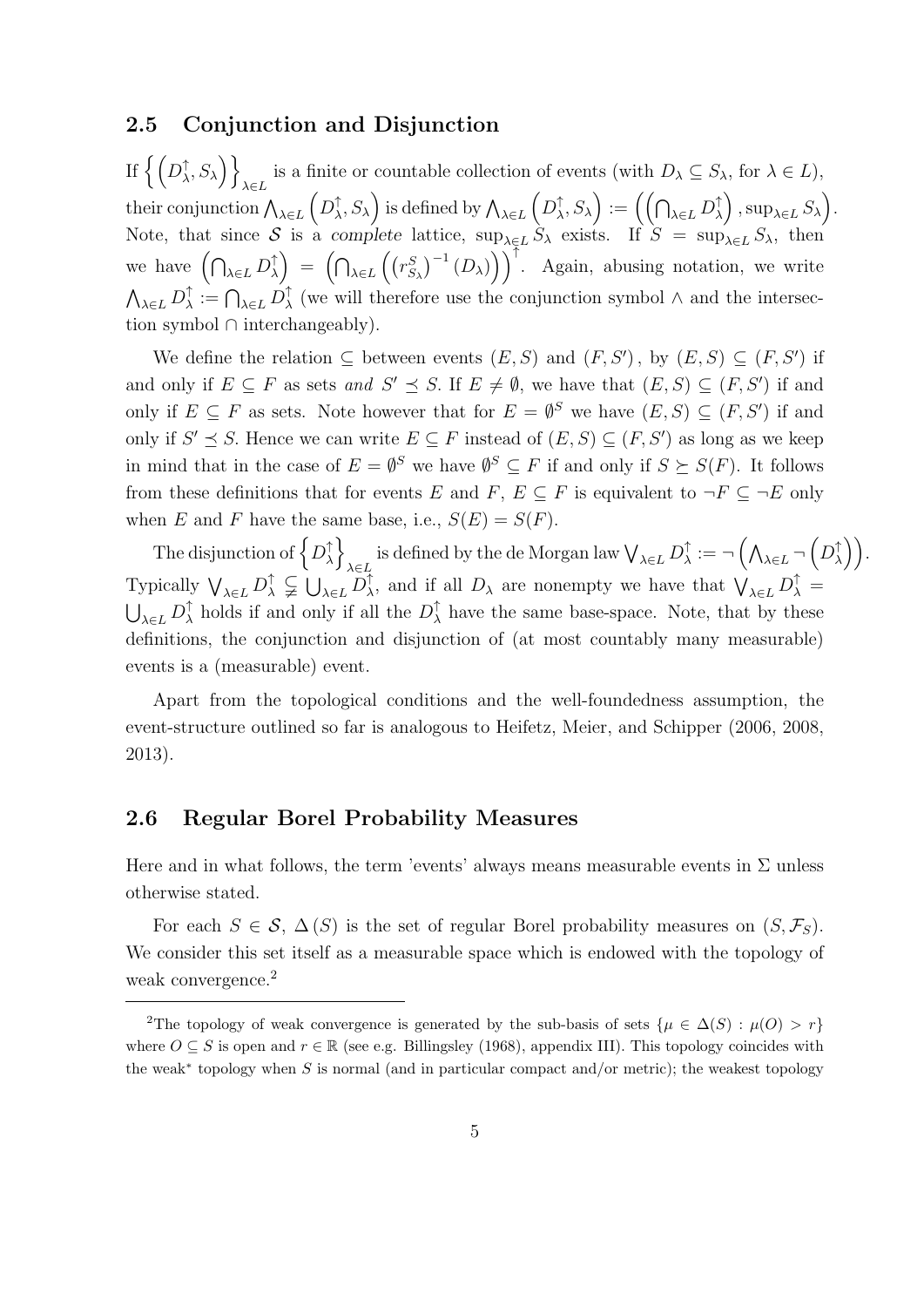## 2.5 Conjunction and Disjunction

If $\left\{\left(D_\lambda^\uparrow, S_\lambda\right)\right\}_{\lambda \in L}$ is a finite or countable collection of events (with $D_\lambda \subseteq S_\lambda$, for $\lambda \in L$), their conjunction $\bigwedge_{\lambda \in L}\left(D_\lambda^\uparrow, S_\lambda\right)$ is defined by $\bigwedge_{\lambda \in L}\left(D_\lambda^\uparrow, S_\lambda\right) := \left(\left(\bigcap_{\lambda \in L} D_\lambda^\uparrow\right), \sup_{\lambda \in L} S_\lambda\right)$. Note, that since $\mathcal{S}$ is a *complete* lattice, $\sup_{\lambda \in L} S_\lambda$ exists. If $S = \sup_{\lambda \in L} S_\lambda$, then we have $\left(\bigcap_{\lambda \in L} D_\lambda^\uparrow\right) = \left(\bigcap_{\lambda \in L}\left(\left(r_{S_\lambda}^S\right)^{-1}(D_\lambda)\right)\right)^\uparrow$. Again, abusing notation, we write $\bigwedge_{\lambda \in L} D_\lambda^\uparrow := \bigcap_{\lambda \in L} D_\lambda^\uparrow$ (we will therefore use the conjunction symbol $\wedge$ and the intersection symbol $\cap$ interchangeably).

We define the relation $\subseteq$ between events $(E, S)$ and $(F, S')$, by $(E, S) \subseteq (F, S')$ if and only if $E \subseteq F$ as sets *and* $S' \preceq S$. If $E \neq \emptyset$, we have that $(E, S) \subseteq (F, S')$ if and only if $E \subseteq F$ as sets. Note however that for $E = \emptyset^S$ we have $(E, S) \subseteq (F, S')$ if and only if $S' \preceq S$. Hence we can write $E \subseteq F$ instead of $(E, S) \subseteq (F, S')$ as long as we keep in mind that in the case of $E = \emptyset^S$ we have $\emptyset^S \subseteq F$ if and only if $S \succeq S(F)$. It follows from these definitions that for events $E$ and $F$, $E \subseteq F$ is equivalent to $\neg F \subseteq \neg E$ only when $E$ and $F$ have the same base, i.e., $S(E) = S(F)$.

The disjunction of $\left\{D_\lambda^\uparrow\right\}_{\lambda \in L}$ is defined by the de Morgan law $\bigvee_{\lambda \in L} D_\lambda^\uparrow := \neg\left(\bigwedge_{\lambda \in L} \neg\left(D_\lambda^\uparrow\right)\right)$. Typically $\bigvee_{\lambda \in L} D_\lambda^\uparrow \subsetneqq \bigcup_{\lambda \in L} D_\lambda^\uparrow$, and if all $D_\lambda$ are nonempty we have that $\bigvee_{\lambda \in L} D_\lambda^\uparrow = \bigcup_{\lambda \in L} D_\lambda^\uparrow$ holds if and only if all the $D_\lambda^\uparrow$ have the same base-space. Note, that by these definitions, the conjunction and disjunction of (at most countably many measurable) events is a (measurable) event.

Apart from the topological conditions and the well-foundedness assumption, the event-structure outlined so far is analogous to Heifetz, Meier, and Schipper (2006, 2008, 2013).

## 2.6 Regular Borel Probability Measures

Here and in what follows, the term 'events' always means measurable events in $\Sigma$ unless otherwise stated.

For each $S \in \mathcal{S}$, $\Delta(S)$ is the set of regular Borel probability measures on $(S, \mathcal{F}_S)$. We consider this set itself as a measurable space which is endowed with the topology of weak convergence.[2]

[2]The topology of weak convergence is generated by the sub-basis of sets $\{\mu \in \Delta(S) : \mu(O) > r\}$ where $O \subseteq S$ is open and $r \in \mathbb{R}$ (see e.g. Billingsley (1968), appendix III). This topology coincides with the weak$^*$ topology when $S$ is normal (and in particular compact and/or metric); the weakest topology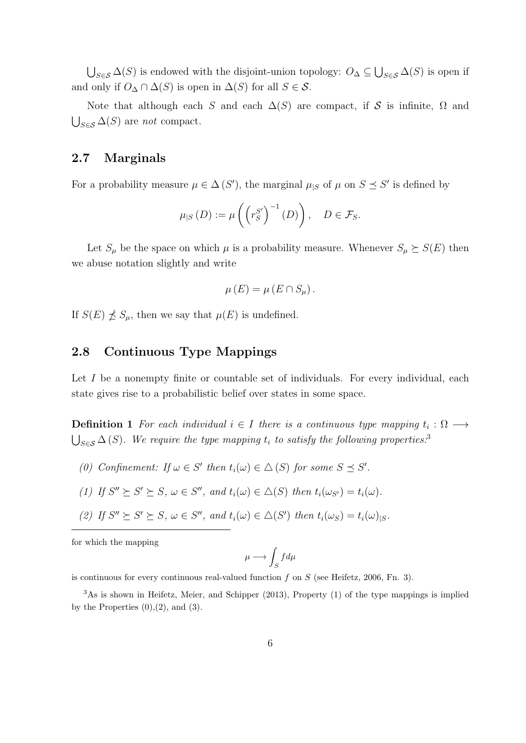$\bigcup_{S \in \mathcal{S}} \Delta(S)$ is endowed with the disjoint-union topology: $O_\Delta \subseteq \bigcup_{S \in \mathcal{S}} \Delta(S)$ is open if and only if $O_\Delta \cap \Delta(S)$ is open in $\Delta(S)$ for all $S \in \mathcal{S}$.

Note that although each $S$ and each $\Delta(S)$ are compact, if $\mathcal{S}$ is infinite, $\Omega$ and $\bigcup_{S \in \mathcal{S}} \Delta(S)$ are *not* compact.

## 2.7 Marginals

For a probability measure $\mu \in \Delta(S')$, the marginal $\mu_{|S}$ of $\mu$ on $S \preceq S'$ is defined by

$$\mu_{|S}(D) := \mu\left(\left(r_S^{S'}\right)^{-1}(D)\right), \quad D \in \mathcal{F}_S.$$

Let $S_\mu$ be the space on which $\mu$ is a probability measure. Whenever $S_\mu \succeq S(E)$ then we abuse notation slightly and write

$$\mu(E) = \mu(E \cap S_\mu).$$

If $S(E) \npreceq S_\mu$, then we say that $\mu(E)$ is undefined.

## 2.8 Continuous Type Mappings

Let $I$ be a nonempty finite or countable set of individuals. For every individual, each state gives rise to a probabilistic belief over states in some space.

**Definition 1** *For each individual $i \in I$ there is a continuous type mapping $t_i : \Omega \longrightarrow \bigcup_{S \in \mathcal{S}} \Delta(S)$. We require the type mapping $t_i$ to satisfy the following properties:*[3]

*(0) Confinement: If $\omega \in S'$ then $t_i(\omega) \in \triangle(S)$ for some $S \preceq S'$.*

*(1) If $S'' \succeq S' \succeq S$, $\omega \in S''$, and $t_i(\omega) \in \triangle(S)$ then $t_i(\omega_{S'}) = t_i(\omega)$.*

*(2) If $S'' \succeq S' \succeq S$, $\omega \in S''$, and $t_i(\omega) \in \triangle(S')$ then $t_i(\omega_S) = t_i(\omega)_{|S}$.*

---

for which the mapping

$$\mu \longrightarrow \int_S f d\mu$$

is continuous for every continuous real-valued function $f$ on $S$ (see Heifetz, 2006, Fn. 3).

[3] As is shown in Heifetz, Meier, and Schipper (2013), Property (1) of the type mappings is implied by the Properties (0),(2), and (3).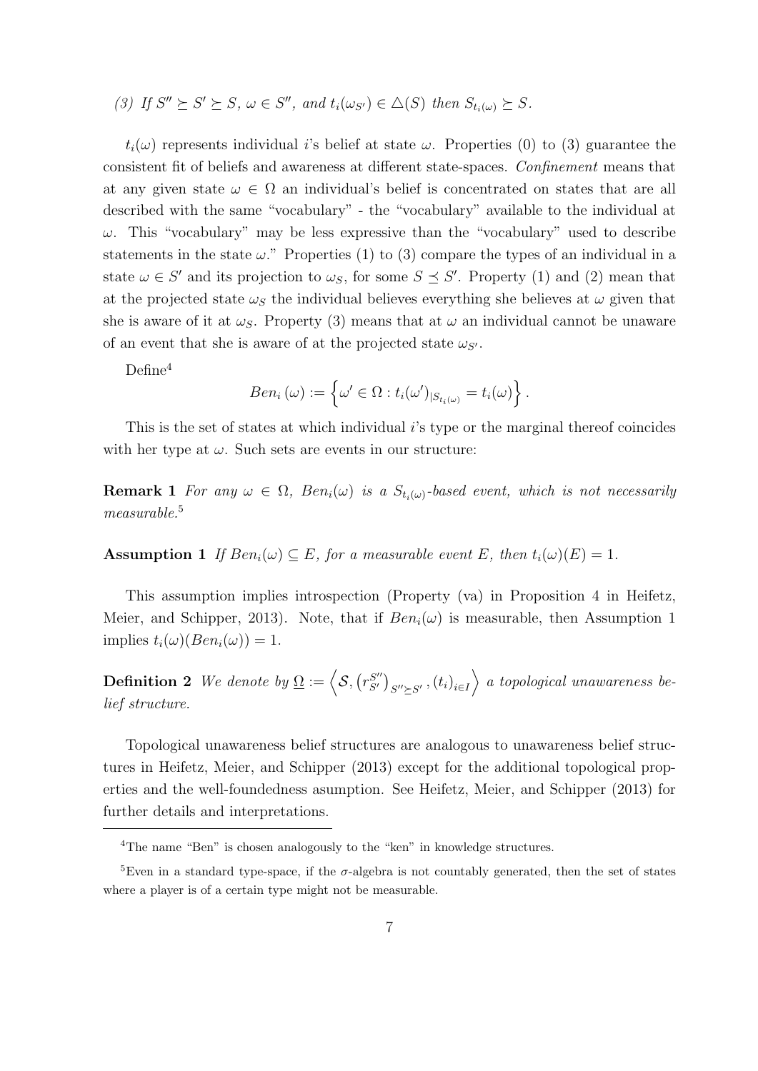*(3) If $S'' \succeq S' \succeq S$, $\omega \in S''$, and $t_i(\omega_{S'}) \in \triangle(S)$ then $S_{t_i(\omega)} \succeq S$.*

$t_i(\omega)$ represents individual $i$'s belief at state $\omega$. Properties (0) to (3) guarantee the consistent fit of beliefs and awareness at different state-spaces. *Confinement* means that at any given state $\omega \in \Omega$ an individual's belief is concentrated on states that are all described with the same "vocabulary" - the "vocabulary" available to the individual at $\omega$. This "vocabulary" may be less expressive than the "vocabulary" used to describe statements in the state $\omega$." Properties (1) to (3) compare the types of an individual in a state $\omega \in S'$ and its projection to $\omega_S$, for some $S \preceq S'$. Property (1) and (2) mean that at the projected state $\omega_S$ the individual believes everything she believes at $\omega$ given that she is aware of it at $\omega_S$. Property (3) means that at $\omega$ an individual cannot be unaware of an event that she is aware of at the projected state $\omega_{S'}$.

Define[4]

$$Ben_i(\omega) := \left\{ \omega' \in \Omega : t_i(\omega')_{|S_{t_i(\omega)}} = t_i(\omega) \right\}.$$

This is the set of states at which individual $i$'s type or the marginal thereof coincides with her type at $\omega$. Such sets are events in our structure:

**Remark 1** *For any $\omega \in \Omega$, $Ben_i(\omega)$ is a $S_{t_i(\omega)}$-based event, which is not necessarily measurable.*[5]

**Assumption 1** *If $Ben_i(\omega) \subseteq E$, for a measurable event $E$, then $t_i(\omega)(E) = 1$.*

This assumption implies introspection (Property (va) in Proposition 4 in Heifetz, Meier, and Schipper, 2013). Note, that if $Ben_i(\omega)$ is measurable, then Assumption 1 implies $t_i(\omega)(Ben_i(\omega)) = 1$.

**Definition 2** *We denote by $\underline{\Omega} := \left\langle \mathcal{S}, \left(r_{S'}^{S''}\right)_{S'' \succeq S'}, (t_i)_{i \in I} \right\rangle$ a topological unawareness belief structure.*

Topological unawareness belief structures are analogous to unawareness belief structures in Heifetz, Meier, and Schipper (2013) except for the additional topological properties and the well-foundedness asumption. See Heifetz, Meier, and Schipper (2013) for further details and interpretations.

---

[4] The name "Ben" is chosen analogously to the "ken" in knowledge structures.

[5] Even in a standard type-space, if the $\sigma$-algebra is not countably generated, then the set of states where a player is of a certain type might not be measurable.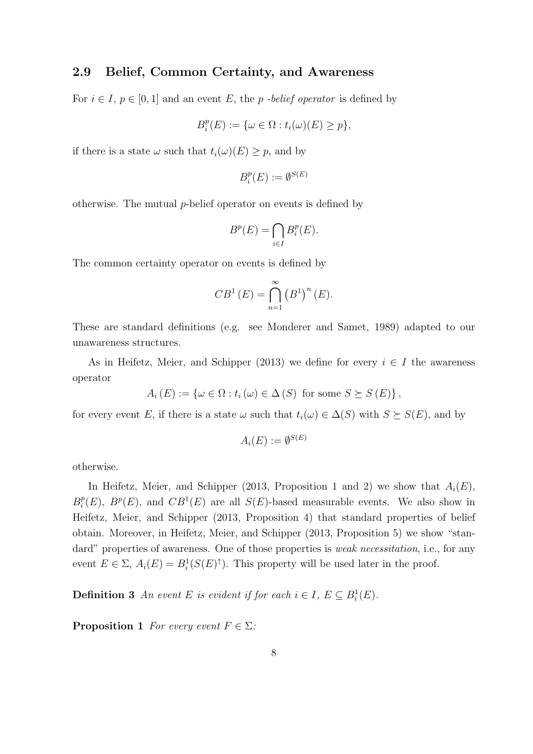## 2.9 Belief, Common Certainty, and Awareness

For $i \in I$, $p \in [0,1]$ and an event $E$, the $p$ *-belief operator* is defined by

$$B_i^p(E) := \{\omega \in \Omega : t_i(\omega)(E) \geq p\},$$

if there is a state $\omega$ such that $t_i(\omega)(E) \geq p$, and by

$$B_i^p(E) := \emptyset^{S(E)}$$

otherwise. The mutual $p$-belief operator on events is defined by

$$B^p(E) = \bigcap_{i \in I} B_i^p(E).$$

The common certainty operator on events is defined by

$$CB^1(E) = \bigcap_{n=1}^{\infty} \left(B^1\right)^n (E).$$

These are standard definitions (e.g. see Monderer and Samet, 1989) adapted to our unawareness structures.

As in Heifetz, Meier, and Schipper (2013) we define for every $i \in I$ the awareness operator

$$A_i(E) := \{\omega \in \Omega : t_i(\omega) \in \Delta(S) \text{ for some } S \succeq S(E)\},$$

for every event $E$, if there is a state $\omega$ such that $t_i(\omega) \in \Delta(S)$ with $S \succeq S(E)$, and by

$$A_i(E) := \emptyset^{S(E)}$$

otherwise.

In Heifetz, Meier, and Schipper (2013, Proposition 1 and 2) we show that $A_i(E)$, $B_i^p(E)$, $B^p(E)$, and $CB^1(E)$ are all $S(E)$-based measurable events. We also show in Heifetz, Meier, and Schipper (2013, Proposition 4) that standard properties of belief obtain. Moreover, in Heifetz, Meier, and Schipper (2013, Proposition 5) we show "standard" properties of awareness. One of those properties is *weak necessitation*, i.e., for any event $E \in \Sigma$, $A_i(E) = B_i^1(S(E)^{\uparrow})$. This property will be used later in the proof.

**Definition 3** *An event $E$ is evident if for each $i \in I$, $E \subseteq B_i^1(E)$.*

**Proposition 1** *For every event $F \in \Sigma$:*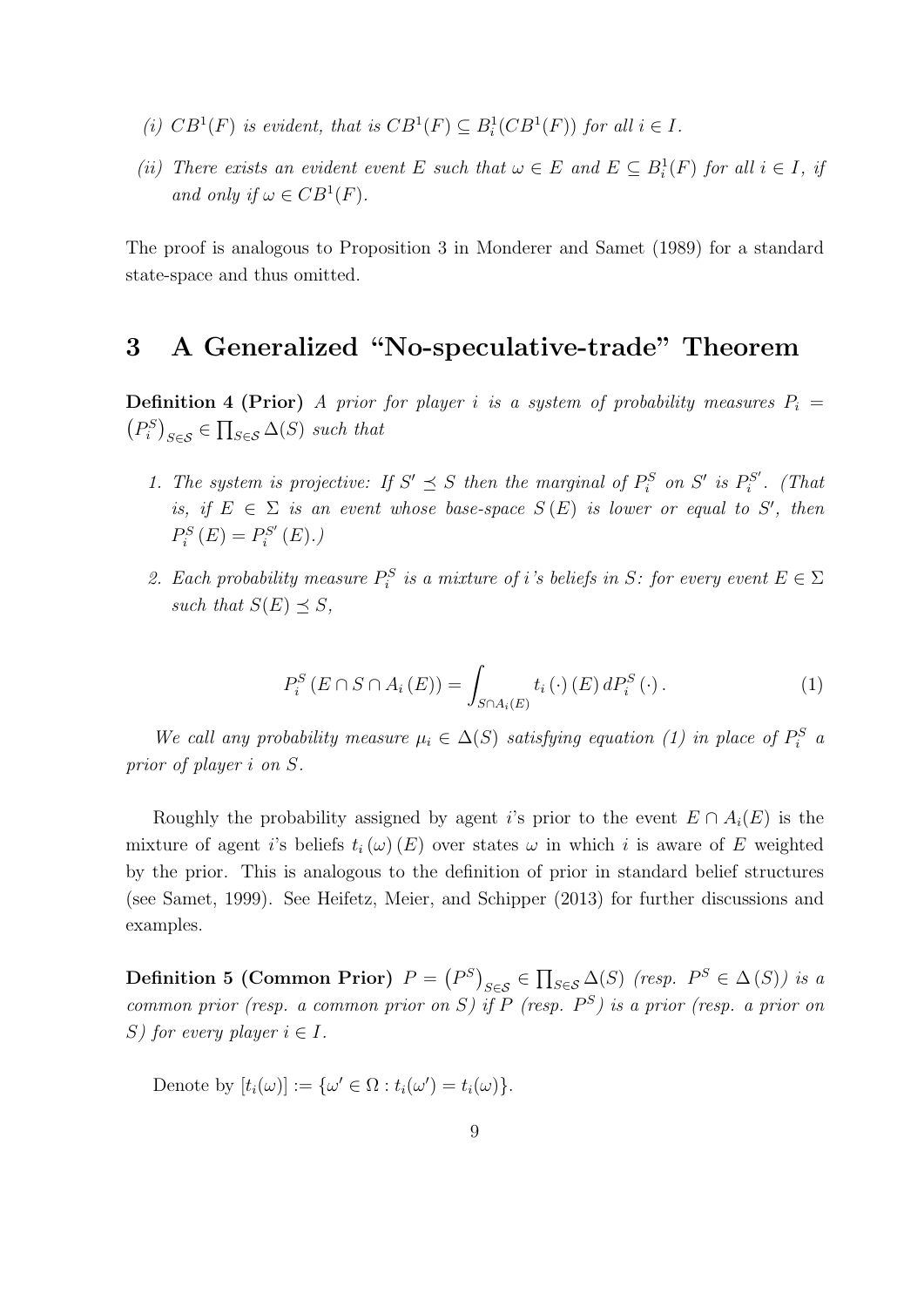*(i)* $CB^1(F)$ *is evident, that is* $CB^1(F) \subseteq B_i^1(CB^1(F))$ *for all* $i \in I$.

*(ii) There exists an evident event* $E$ *such that* $\omega \in E$ *and* $E \subseteq B_i^1(F)$ *for all* $i \in I$, *if and only if* $\omega \in CB^1(F)$.

The proof is analogous to Proposition 3 in Monderer and Samet (1989) for a standard state-space and thus omitted.

## 3 A Generalized "No-speculative-trade" Theorem

**Definition 4 (Prior)** *A prior for player* $i$ *is a system of probability measures* $P_i = \left(P_i^S\right)_{S \in \mathcal{S}} \in \prod_{S \in \mathcal{S}} \Delta(S)$ *such that*

1. *The system is projective: If* $S' \preceq S$ *then the marginal of* $P_i^S$ *on* $S'$ *is* $P_i^{S'}$. *(That is, if* $E \in \Sigma$ *is an event whose base-space* $S(E)$ *is lower or equal to* $S'$, *then* $P_i^S(E) = P_i^{S'}(E)$.*)*

2. *Each probability measure* $P_i^S$ *is a mixture of* $i$*'s beliefs in* $S$*: for every event* $E \in \Sigma$ *such that* $S(E) \preceq S$,

$$P_i^S\left(E \cap S \cap A_i(E)\right) = \int_{S \cap A_i(E)} t_i(\cdot)(E)\, dP_i^S(\cdot). \tag{1}$$

*We call any probability measure* $\mu_i \in \Delta(S)$ *satisfying equation (1) in place of* $P_i^S$ *a prior of player* $i$ *on* $S$.

Roughly the probability assigned by agent $i$'s prior to the event $E \cap A_i(E)$ is the mixture of agent $i$'s beliefs $t_i(\omega)(E)$ over states $\omega$ in which $i$ is aware of $E$ weighted by the prior. This is analogous to the definition of prior in standard belief structures (see Samet, 1999). See Heifetz, Meier, and Schipper (2013) for further discussions and examples.

**Definition 5 (Common Prior)** $P = \left(P^S\right)_{S \in \mathcal{S}} \in \prod_{S \in \mathcal{S}} \Delta(S)$ *(resp.* $P^S \in \Delta(S)$*) is a common prior (resp. a common prior on* $S$*) if* $P$ *(resp.* $P^S$*) is a prior (resp. a prior on* $S$*) for every player* $i \in I$.

Denote by $[t_i(\omega)] := \{\omega' \in \Omega : t_i(\omega') = t_i(\omega)\}$.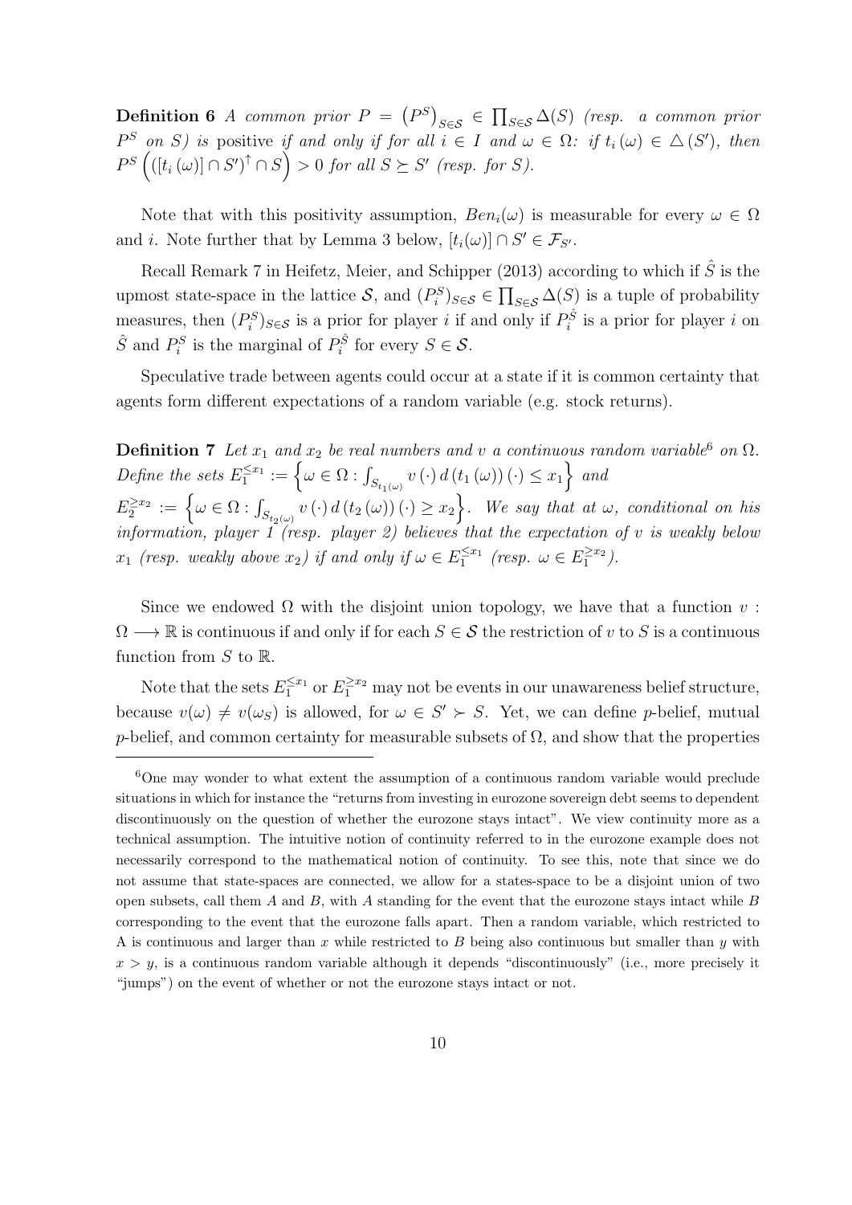**Definition 6** *A common prior $P = \left(P^S\right)_{S\in\mathcal{S}} \in \prod_{S\in\mathcal{S}} \Delta(S)$ (resp. a common prior $P^S$ on $S$) is* positive *if and only if for all $i \in I$ and $\omega \in \Omega$: if $t_i(\omega) \in \triangle(S')$, then $P^S\left(\left([t_i(\omega)] \cap S'\right)^{\uparrow} \cap S\right) > 0$ for all $S \succeq S'$ (resp. for $S$).*

Note that with this positivity assumption, $Ben_i(\omega)$ is measurable for every $\omega \in \Omega$ and $i$. Note further that by Lemma 3 below, $[t_i(\omega)] \cap S' \in \mathcal{F}_{S'}$.

Recall Remark 7 in Heifetz, Meier, and Schipper (2013) according to which if $\hat{S}$ is the upmost state-space in the lattice $\mathcal{S}$, and $(P_i^S)_{S\in\mathcal{S}} \in \prod_{S\in\mathcal{S}} \Delta(S)$ is a tuple of probability measures, then $(P_i^S)_{S\in\mathcal{S}}$ is a prior for player $i$ if and only if $P_i^{\hat{S}}$ is a prior for player $i$ on $\hat{S}$ and $P_i^S$ is the marginal of $P_i^{\hat{S}}$ for every $S \in \mathcal{S}$.

Speculative trade between agents could occur at a state if it is common certainty that agents form different expectations of a random variable (e.g. stock returns).

**Definition 7** *Let $x_1$ and $x_2$ be real numbers and $v$ a continuous random variable[6] on $\Omega$. Define the sets $E_1^{\leq x_1} := \left\{\omega \in \Omega : \int_{S_{t_1(\omega)}} v(\cdot)\, d(t_1(\omega))(\cdot) \leq x_1\right\}$ and $E_2^{\geq x_2} := \left\{\omega \in \Omega : \int_{S_{t_2(\omega)}} v(\cdot)\, d(t_2(\omega))(\cdot) \geq x_2\right\}$. We say that at $\omega$, conditional on his information, player 1 (resp. player 2) believes that the expectation of $v$ is weakly below $x_1$ (resp. weakly above $x_2$) if and only if $\omega \in E_1^{\leq x_1}$ (resp. $\omega \in E_1^{\geq x_2}$).*

Since we endowed $\Omega$ with the disjoint union topology, we have that a function $v : \Omega \longrightarrow \mathbb{R}$ is continuous if and only if for each $S \in \mathcal{S}$ the restriction of $v$ to $S$ is a continuous function from $S$ to $\mathbb{R}$.

Note that the sets $E_1^{\leq x_1}$ or $E_1^{\geq x_2}$ may not be events in our unawareness belief structure, because $v(\omega) \neq v(\omega_S)$ is allowed, for $\omega \in S' \succ S$. Yet, we can define $p$-belief, mutual $p$-belief, and common certainty for measurable subsets of $\Omega$, and show that the properties

[6] One may wonder to what extent the assumption of a continuous random variable would preclude situations in which for instance the "returns from investing in eurozone sovereign debt seems to dependent discontinuously on the question of whether the eurozone stays intact". We view continuity more as a technical assumption. The intuitive notion of continuity referred to in the eurozone example does not necessarily correspond to the mathematical notion of continuity. To see this, note that since we do not assume that state-spaces are connected, we allow for a states-space to be a disjoint union of two open subsets, call them $A$ and $B$, with $A$ standing for the event that the eurozone stays intact while $B$ corresponding to the event that the eurozone falls apart. Then a random variable, which restricted to A is continuous and larger than $x$ while restricted to $B$ being also continuous but smaller than $y$ with $x > y$, is a continuous random variable although it depends "discontinuously" (i.e., more precisely it "jumps") on the event of whether or not the eurozone stays intact or not.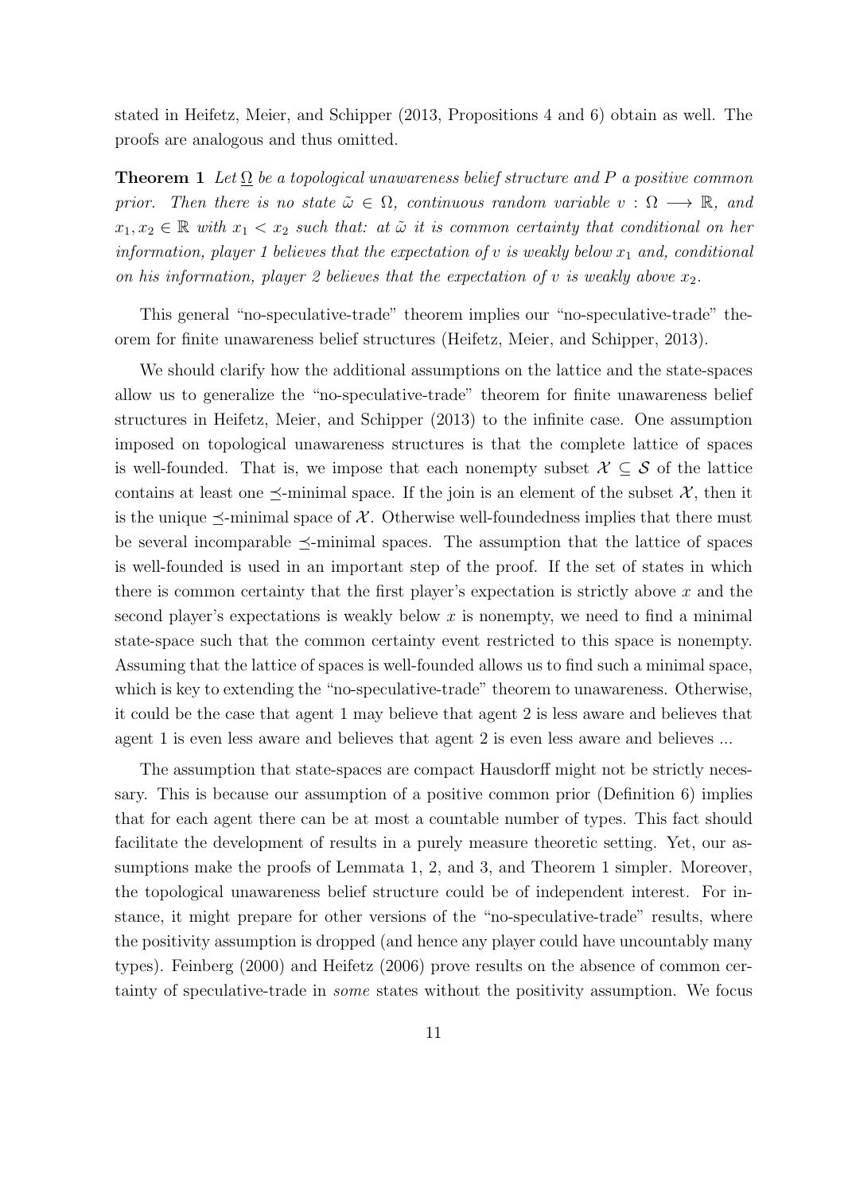stated in Heifetz, Meier, and Schipper (2013, Propositions 4 and 6) obtain as well. The proofs are analogous and thus omitted.

**Theorem 1** *Let $\underline{\Omega}$ be a topological unawareness belief structure and $P$ a positive common prior. Then there is no state $\tilde{\omega} \in \Omega$, continuous random variable $v : \Omega \longrightarrow \mathbb{R}$, and $x_1, x_2 \in \mathbb{R}$ with $x_1 < x_2$ such that: at $\tilde{\omega}$ it is common certainty that conditional on her information, player 1 believes that the expectation of $v$ is weakly below $x_1$ and, conditional on his information, player 2 believes that the expectation of $v$ is weakly above $x_2$.*

This general "no-speculative-trade" theorem implies our "no-speculative-trade" theorem for finite unawareness belief structures (Heifetz, Meier, and Schipper, 2013).

We should clarify how the additional assumptions on the lattice and the state-spaces allow us to generalize the "no-speculative-trade" theorem for finite unawareness belief structures in Heifetz, Meier, and Schipper (2013) to the infinite case. One assumption imposed on topological unawareness structures is that the complete lattice of spaces is well-founded. That is, we impose that each nonempty subset $\mathcal{X} \subseteq \mathcal{S}$ of the lattice contains at least one $\preceq$-minimal space. If the join is an element of the subset $\mathcal{X}$, then it is the unique $\preceq$-minimal space of $\mathcal{X}$. Otherwise well-foundedness implies that there must be several incomparable $\preceq$-minimal spaces. The assumption that the lattice of spaces is well-founded is used in an important step of the proof. If the set of states in which there is common certainty that the first player's expectation is strictly above $x$ and the second player's expectations is weakly below $x$ is nonempty, we need to find a minimal state-space such that the common certainty event restricted to this space is nonempty. Assuming that the lattice of spaces is well-founded allows us to find such a minimal space, which is key to extending the "no-speculative-trade" theorem to unawareness. Otherwise, it could be the case that agent 1 may believe that agent 2 is less aware and believes that agent 1 is even less aware and believes that agent 2 is even less aware and believes ...

The assumption that state-spaces are compact Hausdorff might not be strictly necessary. This is because our assumption of a positive common prior (Definition 6) implies that for each agent there can be at most a countable number of types. This fact should facilitate the development of results in a purely measure theoretic setting. Yet, our assumptions make the proofs of Lemmata 1, 2, and 3, and Theorem 1 simpler. Moreover, the topological unawareness belief structure could be of independent interest. For instance, it might prepare for other versions of the "no-speculative-trade" results, where the positivity assumption is dropped (and hence any player could have uncountably many types). Feinberg (2000) and Heifetz (2006) prove results on the absence of common certainty of speculative-trade in *some* states without the positivity assumption. We focus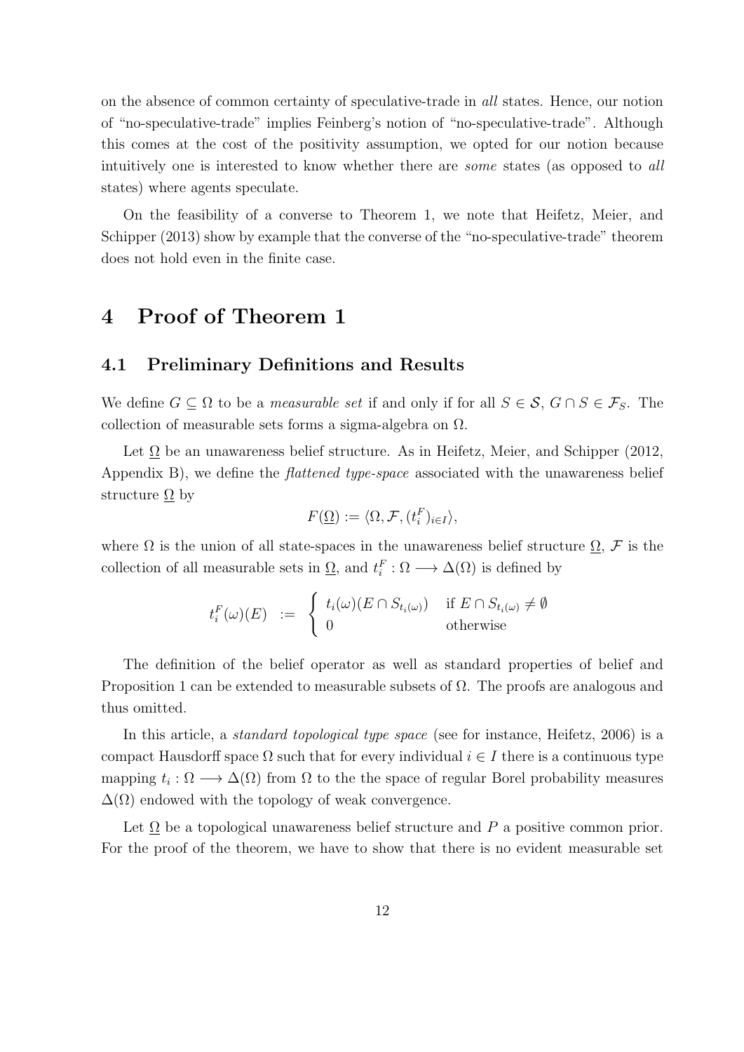on the absence of common certainty of speculative-trade in *all* states. Hence, our notion of "no-speculative-trade" implies Feinberg's notion of "no-speculative-trade". Although this comes at the cost of the positivity assumption, we opted for our notion because intuitively one is interested to know whether there are *some* states (as opposed to *all* states) where agents speculate.

On the feasibility of a converse to Theorem 1, we note that Heifetz, Meier, and Schipper (2013) show by example that the converse of the "no-speculative-trade" theorem does not hold even in the finite case.

# 4 Proof of Theorem 1

## 4.1 Preliminary Definitions and Results

We define $G \subseteq \Omega$ to be a *measurable set* if and only if for all $S \in \mathcal{S}$, $G \cap S \in \mathcal{F}_S$. The collection of measurable sets forms a sigma-algebra on $\Omega$.

Let $\underline{\Omega}$ be an unawareness belief structure. As in Heifetz, Meier, and Schipper (2012, Appendix B), we define the *flattened type-space* associated with the unawareness belief structure $\underline{\Omega}$ by

$$F(\underline{\Omega}) := \langle \Omega, \mathcal{F}, (t_i^F)_{i \in I} \rangle,$$

where $\Omega$ is the union of all state-spaces in the unawareness belief structure $\underline{\Omega}$, $\mathcal{F}$ is the collection of all measurable sets in $\underline{\Omega}$, and $t_i^F : \Omega \longrightarrow \Delta(\Omega)$ is defined by

$$t_i^F(\omega)(E) \;\; := \;\; \begin{cases} t_i(\omega)(E \cap S_{t_i(\omega)}) & \text{if } E \cap S_{t_i(\omega)} \neq \emptyset \\ 0 & \text{otherwise} \end{cases}$$

The definition of the belief operator as well as standard properties of belief and Proposition 1 can be extended to measurable subsets of $\Omega$. The proofs are analogous and thus omitted.

In this article, a *standard topological type space* (see for instance, Heifetz, 2006) is a compact Hausdorff space $\Omega$ such that for every individual $i \in I$ there is a continuous type mapping $t_i : \Omega \longrightarrow \Delta(\Omega)$ from $\Omega$ to the the space of regular Borel probability measures $\Delta(\Omega)$ endowed with the topology of weak convergence.

Let $\underline{\Omega}$ be a topological unawareness belief structure and $P$ a positive common prior. For the proof of the theorem, we have to show that there is no evident measurable set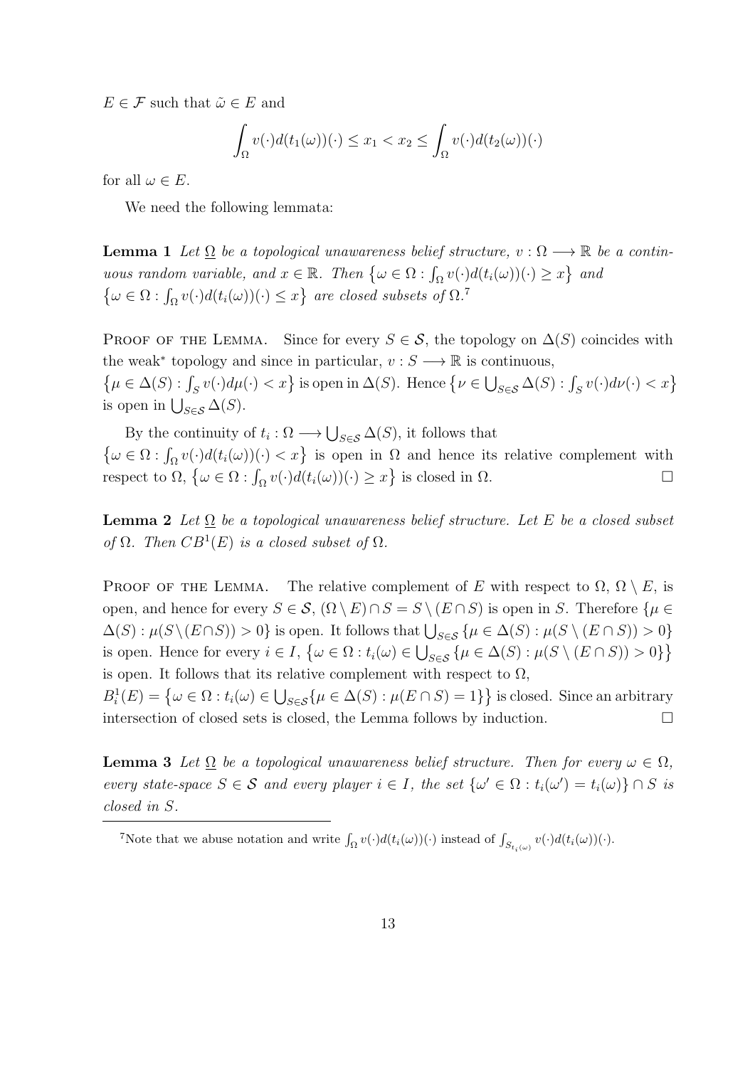$E \in \mathcal{F}$ such that $\tilde{\omega} \in E$ and

$$\int_{\Omega} v(\cdot) d(t_1(\omega))(\cdot) \leq x_1 < x_2 \leq \int_{\Omega} v(\cdot) d(t_2(\omega))(\cdot)$$

for all $\omega \in E$.

We need the following lemmata:

**Lemma 1** *Let $\underline{\Omega}$ be a topological unawareness belief structure, $v : \Omega \longrightarrow \mathbb{R}$ be a continuous random variable, and $x \in \mathbb{R}$. Then $\left\{\omega \in \Omega : \int_{\Omega} v(\cdot) d(t_i(\omega))(\cdot) \geq x\right\}$ and $\left\{\omega \in \Omega : \int_{\Omega} v(\cdot) d(t_i(\omega))(\cdot) \leq x\right\}$ are closed subsets of $\Omega$.*[7]

PROOF OF THE LEMMA. Since for every $S \in \mathcal{S}$, the topology on $\Delta(S)$ coincides with the weak* topology and since in particular, $v : S \longrightarrow \mathbb{R}$ is continuous, $\left\{\mu \in \Delta(S) : \int_S v(\cdot) d\mu(\cdot) < x\right\}$ is open in $\Delta(S)$. Hence $\left\{\nu \in \bigcup_{S \in \mathcal{S}} \Delta(S) : \int_S v(\cdot) d\nu(\cdot) < x\right\}$ is open in $\bigcup_{S \in \mathcal{S}} \Delta(S)$.

By the continuity of $t_i : \Omega \longrightarrow \bigcup_{S \in \mathcal{S}} \Delta(S)$, it follows that $\left\{\omega \in \Omega : \int_{\Omega} v(\cdot) d(t_i(\omega))(\cdot) < x\right\}$ is open in $\Omega$ and hence its relative complement with respect to $\Omega$, $\left\{\omega \in \Omega : \int_{\Omega} v(\cdot) d(t_i(\omega))(\cdot) \geq x\right\}$ is closed in $\Omega$. $\square$

**Lemma 2** *Let $\underline{\Omega}$ be a topological unawareness belief structure. Let $E$ be a closed subset of $\Omega$. Then $CB^1(E)$ is a closed subset of $\Omega$.*

PROOF OF THE LEMMA. The relative complement of $E$ with respect to $\Omega$, $\Omega \setminus E$, is open, and hence for every $S \in \mathcal{S}$, $(\Omega \setminus E) \cap S = S \setminus (E \cap S)$ is open in $S$. Therefore $\{\mu \in \Delta(S) : \mu(S \setminus (E \cap S)) > 0\}$ is open. It follows that $\bigcup_{S \in \mathcal{S}} \{\mu \in \Delta(S) : \mu(S \setminus (E \cap S)) > 0\}$ is open. Hence for every $i \in I$, $\left\{\omega \in \Omega : t_i(\omega) \in \bigcup_{S \in \mathcal{S}} \{\mu \in \Delta(S) : \mu(S \setminus (E \cap S)) > 0\}\right\}$ is open. It follows that its relative complement with respect to $\Omega$, $B_i^1(E) = \left\{\omega \in \Omega : t_i(\omega) \in \bigcup_{S \in \mathcal{S}} \{\mu \in \Delta(S) : \mu(E \cap S) = 1\}\right\}$ is closed. Since an arbitrary intersection of closed sets is closed, the Lemma follows by induction. $\square$

**Lemma 3** *Let $\underline{\Omega}$ be a topological unawareness belief structure. Then for every $\omega \in \Omega$, every state-space $S \in \mathcal{S}$ and every player $i \in I$, the set $\{\omega' \in \Omega : t_i(\omega') = t_i(\omega)\} \cap S$ is closed in $S$.*

[7] Note that we abuse notation and write $\int_{\Omega} v(\cdot) d(t_i(\omega))(\cdot)$ instead of $\int_{S_{t_i(\omega)}} v(\cdot) d(t_i(\omega))(\cdot)$.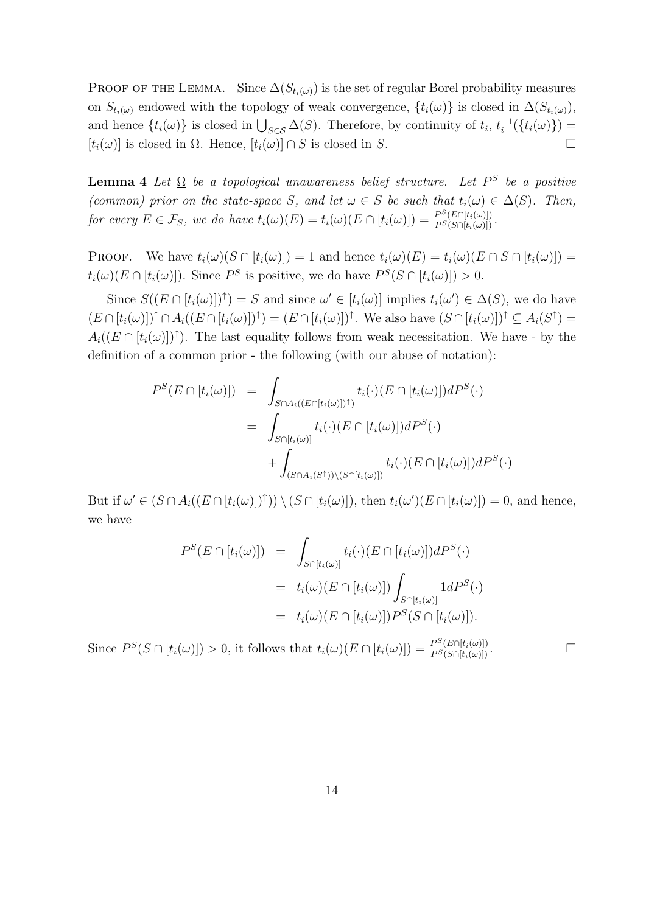Proof of the Lemma. Since $\Delta(S_{t_i(\omega)})$ is the set of regular Borel probability measures on $S_{t_i(\omega)}$ endowed with the topology of weak convergence, $\{t_i(\omega)\}$ is closed in $\Delta(S_{t_i(\omega)})$, and hence $\{t_i(\omega)\}$ is closed in $\bigcup_{S \in \mathcal{S}} \Delta(S)$. Therefore, by continuity of $t_i$, $t_i^{-1}(\{t_i(\omega)\}) = [t_i(\omega)]$ is closed in $\Omega$. Hence, $[t_i(\omega)] \cap S$ is closed in $S$. $\square$

**Lemma 4** *Let $\underline{\Omega}$ be a topological unawareness belief structure. Let $P^S$ be a positive (common) prior on the state-space $S$, and let $\omega \in S$ be such that $t_i(\omega) \in \Delta(S)$. Then, for every $E \in \mathcal{F}_S$, we do have $t_i(\omega)(E) = t_i(\omega)(E \cap [t_i(\omega)]) = \frac{P^S(E \cap [t_i(\omega)])}{P^S(S \cap [t_i(\omega)])}$.*

Proof. We have $t_i(\omega)(S \cap [t_i(\omega)]) = 1$ and hence $t_i(\omega)(E) = t_i(\omega)(E \cap S \cap [t_i(\omega)]) = t_i(\omega)(E \cap [t_i(\omega)])$. Since $P^S$ is positive, we do have $P^S(S \cap [t_i(\omega)]) > 0$.

Since $S((E \cap [t_i(\omega)])^\uparrow) = S$ and since $\omega' \in [t_i(\omega)]$ implies $t_i(\omega') \in \Delta(S)$, we do have $(E \cap [t_i(\omega)])^\uparrow \cap A_i((E \cap [t_i(\omega)])^\uparrow) = (E \cap [t_i(\omega)])^\uparrow$. We also have $(S \cap [t_i(\omega)])^\uparrow \subseteq A_i(S^\uparrow) = A_i((E \cap [t_i(\omega)])^\uparrow)$. The last equality follows from weak necessitation. We have - by the definition of a common prior - the following (with our abuse of notation):

$$
\begin{aligned}
P^S(E \cap [t_i(\omega)]) &= \int_{S \cap A_i((E \cap [t_i(\omega)])^\uparrow)} t_i(\cdot)(E \cap [t_i(\omega)]) dP^S(\cdot) \\
&= \int_{S \cap [t_i(\omega)]} t_i(\cdot)(E \cap [t_i(\omega)]) dP^S(\cdot) \\
&\quad + \int_{(S \cap A_i(S^\uparrow)) \setminus (S \cap [t_i(\omega)])} t_i(\cdot)(E \cap [t_i(\omega)]) dP^S(\cdot)
\end{aligned}
$$

But if $\omega' \in (S \cap A_i((E \cap [t_i(\omega)])^\uparrow)) \setminus (S \cap [t_i(\omega)])$, then $t_i(\omega')(E \cap [t_i(\omega)]) = 0$, and hence, we have

$$
\begin{aligned}
P^S(E \cap [t_i(\omega)]) &= \int_{S \cap [t_i(\omega)]} t_i(\cdot)(E \cap [t_i(\omega)]) dP^S(\cdot) \\
&= t_i(\omega)(E \cap [t_i(\omega)]) \int_{S \cap [t_i(\omega)]} 1 dP^S(\cdot) \\
&= t_i(\omega)(E \cap [t_i(\omega)]) P^S(S \cap [t_i(\omega)]).
\end{aligned}
$$

Since $P^S(S \cap [t_i(\omega)]) > 0$, it follows that $t_i(\omega)(E \cap [t_i(\omega)]) = \frac{P^S(E \cap [t_i(\omega)])}{P^S(S \cap [t_i(\omega)])}$. $\square$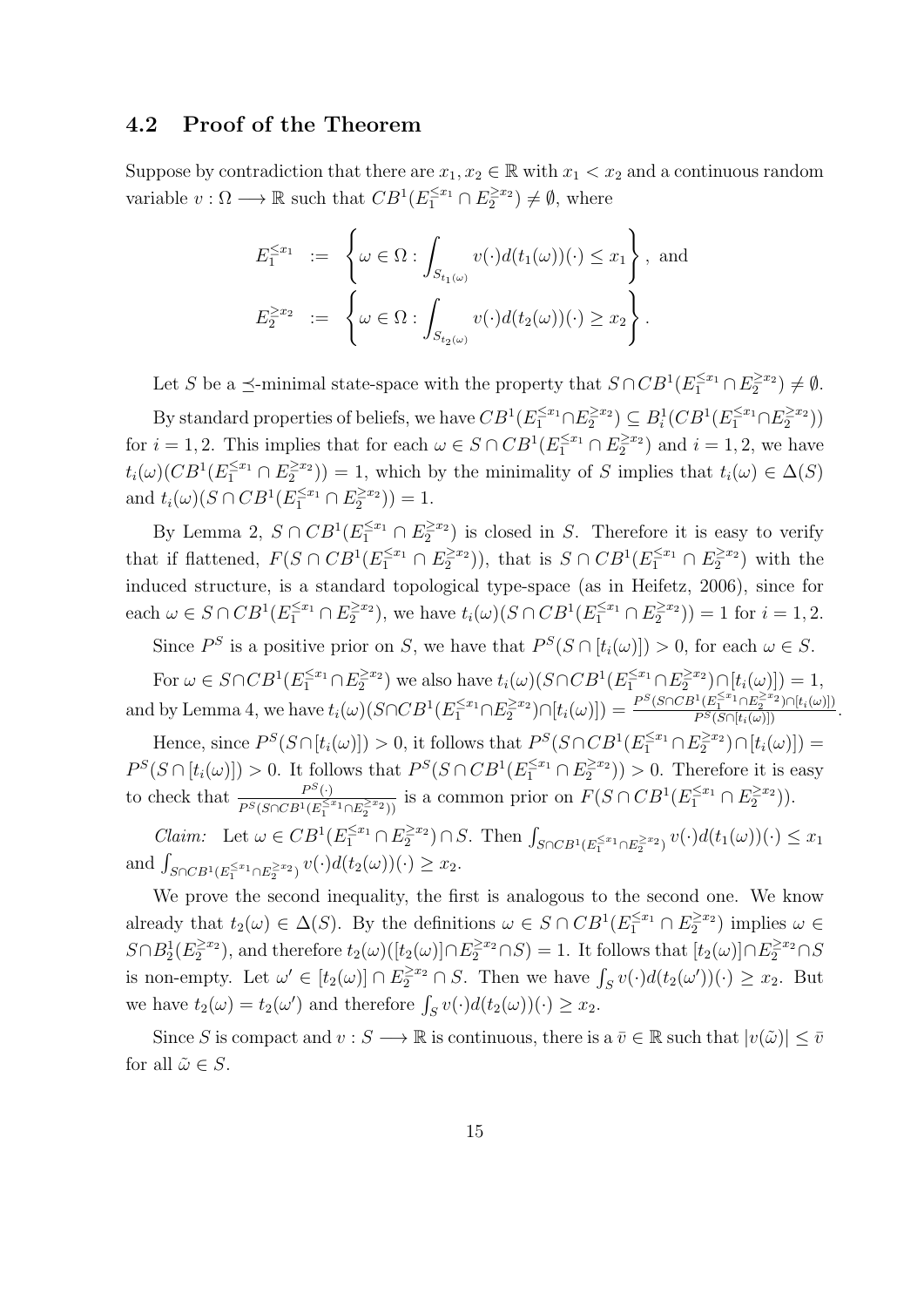### 4.2 Proof of the Theorem

Suppose by contradiction that there are $x_1, x_2 \in \mathbb{R}$ with $x_1 < x_2$ and a continuous random variable $v : \Omega \longrightarrow \mathbb{R}$ such that $CB^1(E_1^{\leq x_1} \cap E_2^{\geq x_2}) \neq \emptyset$, where

$$
\begin{aligned}
E_1^{\leq x_1} &:= \left\{ \omega \in \Omega : \int_{S_{t_1(\omega)}} v(\cdot) d(t_1(\omega))(\cdot) \leq x_1 \right\}, \text{ and} \\
E_2^{\geq x_2} &:= \left\{ \omega \in \Omega : \int_{S_{t_2(\omega)}} v(\cdot) d(t_2(\omega))(\cdot) \geq x_2 \right\}.
\end{aligned}
$$

Let $S$ be a $\preceq$-minimal state-space with the property that $S \cap CB^1(E_1^{\leq x_1} \cap E_2^{\geq x_2}) \neq \emptyset$.

By standard properties of beliefs, we have $CB^1(E_1^{\leq x_1} \cap E_2^{\geq x_2}) \subseteq B_i^1(CB^1(E_1^{\leq x_1} \cap E_2^{\geq x_2}))$ for $i = 1, 2$. This implies that for each $\omega \in S \cap CB^1(E_1^{\leq x_1} \cap E_2^{\geq x_2})$ and $i = 1, 2$, we have $t_i(\omega)(CB^1(E_1^{\leq x_1} \cap E_2^{\geq x_2})) = 1$, which by the minimality of $S$ implies that $t_i(\omega) \in \Delta(S)$ and $t_i(\omega)(S \cap CB^1(E_1^{\leq x_1} \cap E_2^{\geq x_2})) = 1$.

By Lemma 2, $S \cap CB^1(E_1^{\leq x_1} \cap E_2^{\geq x_2})$ is closed in $S$. Therefore it is easy to verify that if flattened, $F(S \cap CB^1(E_1^{\leq x_1} \cap E_2^{\geq x_2}))$, that is $S \cap CB^1(E_1^{\leq x_1} \cap E_2^{\geq x_2})$ with the induced structure, is a standard topological type-space (as in Heifetz, 2006), since for each $\omega \in S \cap CB^1(E_1^{\leq x_1} \cap E_2^{\geq x_2})$, we have $t_i(\omega)(S \cap CB^1(E_1^{\leq x_1} \cap E_2^{\geq x_2})) = 1$ for $i = 1, 2$.

Since $P^S$ is a positive prior on $S$, we have that $P^S(S \cap [t_i(\omega)]) > 0$, for each $\omega \in S$.

For $\omega \in S \cap CB^1(E_1^{\leq x_1} \cap E_2^{\geq x_2})$ we also have $t_i(\omega)(S \cap CB^1(E_1^{\leq x_1} \cap E_2^{\geq x_2}) \cap [t_i(\omega)]) = 1$, and by Lemma 4, we have $t_i(\omega)(S \cap CB^1(E_1^{\leq x_1} \cap E_2^{\geq x_2}) \cap [t_i(\omega)]) = \frac{P^S(S \cap CB^1(E_1^{\leq x_1} \cap E_2^{\geq x_2}) \cap [t_i(\omega)])}{P^S(S \cap [t_i(\omega)])}$.

Hence, since $P^S(S \cap [t_i(\omega)]) > 0$, it follows that $P^S(S \cap CB^1(E_1^{\leq x_1} \cap E_2^{\geq x_2}) \cap [t_i(\omega)]) = P^S(S \cap [t_i(\omega)]) > 0$. It follows that $P^S(S \cap CB^1(E_1^{\leq x_1} \cap E_2^{\geq x_2})) > 0$. Therefore it is easy to check that $\frac{P^S(\cdot)}{P^S(S \cap CB^1(E_1^{\leq x_1} \cap E_2^{\geq x_2}))}$ is a common prior on $F(S \cap CB^1(E_1^{\leq x_1} \cap E_2^{\geq x_2}))$.

*Claim:* Let $\omega \in CB^1(E_1^{\leq x_1} \cap E_2^{\geq x_2}) \cap S$. Then $\int_{S \cap CB^1(E_1^{\leq x_1} \cap E_2^{\geq x_2})} v(\cdot) d(t_1(\omega))(\cdot) \leq x_1$ and $\int_{S \cap CB^1(E_1^{\leq x_1} \cap E_2^{\geq x_2})} v(\cdot) d(t_2(\omega))(\cdot) \geq x_2$.

We prove the second inequality, the first is analogous to the second one. We know already that $t_2(\omega) \in \Delta(S)$. By the definitions $\omega \in S \cap CB^1(E_1^{\leq x_1} \cap E_2^{\geq x_2})$ implies $\omega \in S \cap B_2^1(E_2^{\geq x_2})$, and therefore $t_2(\omega)([t_2(\omega)] \cap E_2^{\geq x_2} \cap S) = 1$. It follows that $[t_2(\omega)] \cap E_2^{\geq x_2} \cap S$ is non-empty. Let $\omega' \in [t_2(\omega)] \cap E_2^{\geq x_2} \cap S$. Then we have $\int_S v(\cdot) d(t_2(\omega'))(\cdot) \geq x_2$. But we have $t_2(\omega) = t_2(\omega')$ and therefore $\int_S v(\cdot) d(t_2(\omega))(\cdot) \geq x_2$.

Since $S$ is compact and $v : S \longrightarrow \mathbb{R}$ is continuous, there is a $\bar{v} \in \mathbb{R}$ such that $|v(\tilde{\omega})| \leq \bar{v}$ for all $\tilde{\omega} \in S$.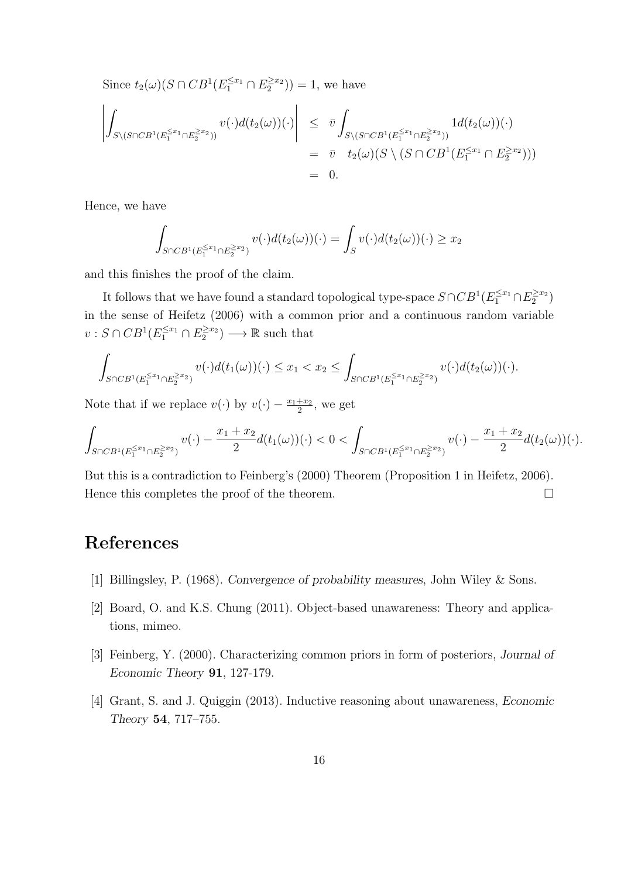Since $t_2(\omega)(S \cap CB^1(E_1^{\leq x_1} \cap E_2^{\geq x_2})) = 1$, we have

$$
\begin{aligned}
\left| \int_{S \setminus (S \cap CB^1(E_1^{\leq x_1} \cap E_2^{\geq x_2}))} v(\cdot) d(t_2(\omega))(\cdot) \right| &\leq \bar{v} \int_{S \setminus (S \cap CB^1(E_1^{\leq x_1} \cap E_2^{\geq x_2}))} 1 d(t_2(\omega))(\cdot) \\
&= \bar{v} \quad t_2(\omega)(S \setminus (S \cap CB^1(E_1^{\leq x_1} \cap E_2^{\geq x_2}))) \\
&= 0.
\end{aligned}
$$

Hence, we have

$$
\int_{S \cap CB^1(E_1^{\leq x_1} \cap E_2^{\geq x_2})} v(\cdot) d(t_2(\omega))(\cdot) = \int_S v(\cdot) d(t_2(\omega))(\cdot) \geq x_2
$$

and this finishes the proof of the claim.

It follows that we have found a standard topological type-space $S \cap CB^1(E_1^{\leq x_1} \cap E_2^{\geq x_2})$ in the sense of Heifetz (2006) with a common prior and a continuous random variable $v : S \cap CB^1(E_1^{\leq x_1} \cap E_2^{\geq x_2}) \longrightarrow \mathbb{R}$ such that

$$
\int_{S \cap CB^1(E_1^{\leq x_1} \cap E_2^{\geq x_2})} v(\cdot) d(t_1(\omega))(\cdot) \leq x_1 < x_2 \leq \int_{S \cap CB^1(E_1^{\leq x_1} \cap E_2^{\geq x_2})} v(\cdot) d(t_2(\omega))(\cdot).
$$

Note that if we replace $v(\cdot)$ by $v(\cdot) - \frac{x_1 + x_2}{2}$, we get

$$
\int_{S \cap CB^1(E_1^{\leq x_1} \cap E_2^{\geq x_2})} v(\cdot) - \frac{x_1 + x_2}{2} d(t_1(\omega))(\cdot) < 0 < \int_{S \cap CB^1(E_1^{\leq x_1} \cap E_2^{\geq x_2})} v(\cdot) - \frac{x_1 + x_2}{2} d(t_2(\omega))(\cdot).
$$

But this is a contradiction to Feinberg's (2000) Theorem (Proposition 1 in Heifetz, 2006). Hence this completes the proof of the theorem. □

# References

[1] Billingsley, P. (1968). *Convergence of probability measures*, John Wiley & Sons.

[2] Board, O. and K.S. Chung (2011). Object-based unawareness: Theory and applications, mimeo.

[3] Feinberg, Y. (2000). Characterizing common priors in form of posteriors, *Journal of Economic Theory* **91**, 127-179.

[4] Grant, S. and J. Quiggin (2013). Inductive reasoning about unawareness, *Economic Theory* **54**, 717–755.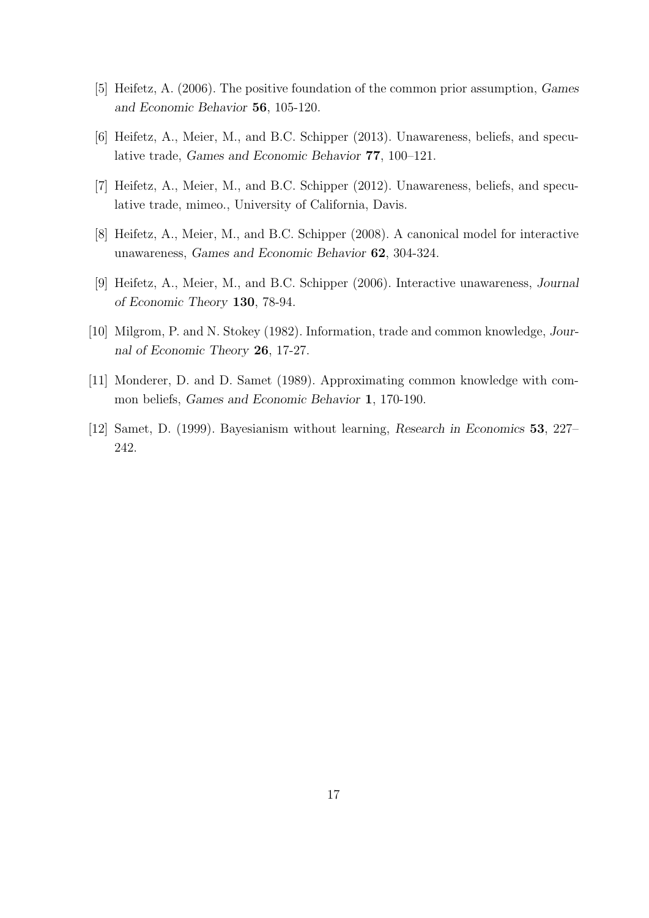[5] Heifetz, A. (2006). The positive foundation of the common prior assumption, *Games and Economic Behavior* **56**, 105-120.

[6] Heifetz, A., Meier, M., and B.C. Schipper (2013). Unawareness, beliefs, and speculative trade, *Games and Economic Behavior* **77**, 100–121.

[7] Heifetz, A., Meier, M., and B.C. Schipper (2012). Unawareness, beliefs, and speculative trade, mimeo., University of California, Davis.

[8] Heifetz, A., Meier, M., and B.C. Schipper (2008). A canonical model for interactive unawareness, *Games and Economic Behavior* **62**, 304-324.

[9] Heifetz, A., Meier, M., and B.C. Schipper (2006). Interactive unawareness, *Journal of Economic Theory* **130**, 78-94.

[10] Milgrom, P. and N. Stokey (1982). Information, trade and common knowledge, *Journal of Economic Theory* **26**, 17-27.

[11] Monderer, D. and D. Samet (1989). Approximating common knowledge with common beliefs, *Games and Economic Behavior* **1**, 170-190.

[12] Samet, D. (1999). Bayesianism without learning, *Research in Economics* **53**, 227–242.